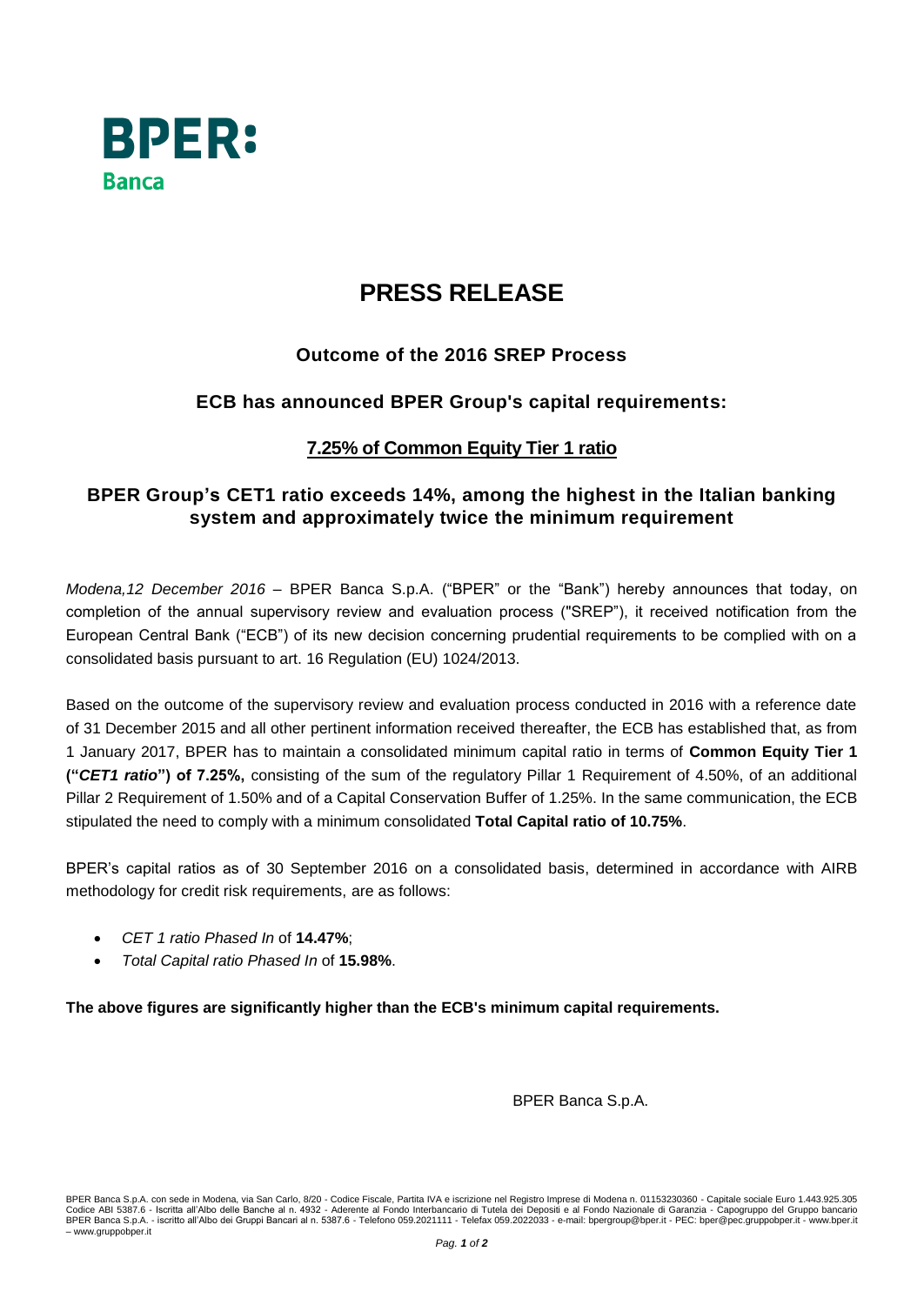BPER:
Banca

# PRESS RELEASE

## Outcome of the 2016 SREP Process

## ECB has announced BPER Group's capital requirements:

## 7.25% of Common Equity Tier 1 ratio

## BPER Group's CET1 ratio exceeds 14%, among the highest in the Italian banking system and approximately twice the minimum requirement

*Modena,12 December 2016* – BPER Banca S.p.A. ("BPER" or the "Bank") hereby announces that today, on completion of the annual supervisory review and evaluation process ("SREP"), it received notification from the European Central Bank ("ECB") of its new decision concerning prudential requirements to be complied with on a consolidated basis pursuant to art. 16 Regulation (EU) 1024/2013.

Based on the outcome of the supervisory review and evaluation process conducted in 2016 with a reference date of 31 December 2015 and all other pertinent information received thereafter, the ECB has established that, as from 1 January 2017, BPER has to maintain a consolidated minimum capital ratio in terms of **Common Equity Tier 1 ("*CET1 ratio*") of 7.25%,** consisting of the sum of the regulatory Pillar 1 Requirement of 4.50%, of an additional Pillar 2 Requirement of 1.50% and of a Capital Conservation Buffer of 1.25%. In the same communication, the ECB stipulated the need to comply with a minimum consolidated **Total Capital ratio of 10.75%**.

BPER's capital ratios as of 30 September 2016 on a consolidated basis, determined in accordance with AIRB methodology for credit risk requirements, are as follows:

- *CET 1 ratio Phased In* of **14.47%**;
- *Total Capital ratio Phased In* of **15.98%**.

**The above figures are significantly higher than the ECB's minimum capital requirements.**

BPER Banca S.p.A.

BPER Banca S.p.A. con sede in Modena, via San Carlo, 8/20 - Codice Fiscale, Partita IVA e iscrizione nel Registro Imprese di Modena n. 01153230360 - Capitale sociale Euro 1.443.925.305 Codice ABI 5387.6 - Iscritta all'Albo delle Banche al n. 4932 - Aderente al Fondo Interbancario di Tutela dei Depositi e al Fondo Nazionale di Garanzia - Capogruppo del Gruppo bancario BPER Banca S.p.A. - iscritto all'Albo dei Gruppi Bancari al n. 5387.6 - Telefono 059.2021111 - Telefax 059.2022033 - e-mail: bpergroup@bper.it - PEC: bper@pec.gruppobper.it - www.bper.it – www.gruppobper.it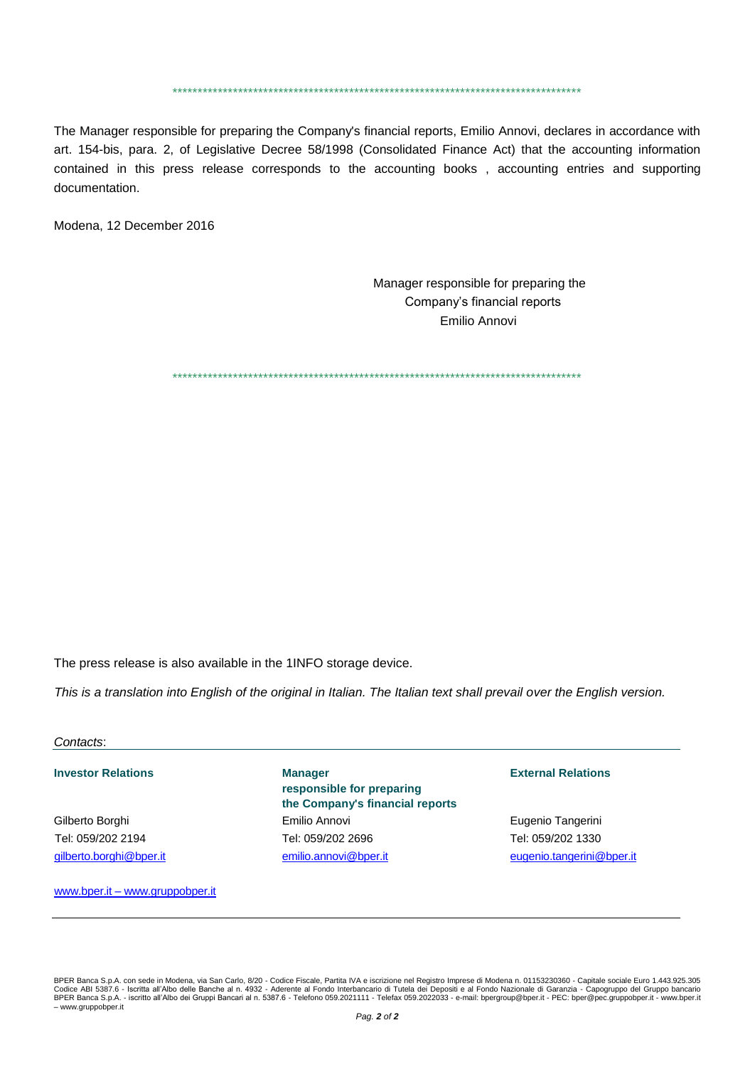**********************************************************************************

The Manager responsible for preparing the Company's financial reports, Emilio Annovi, declares in accordance with art. 154-bis, para. 2, of Legislative Decree 58/1998 (Consolidated Finance Act) that the accounting information contained in this press release corresponds to the accounting books , accounting entries and supporting documentation.

Modena, 12 December 2016

Manager responsible for preparing the
Company's financial reports
Emilio Annovi

**********************************************************************************

The press release is also available in the 1INFO storage device.

*This is a translation into English of the original in Italian. The Italian text shall prevail over the English version.*

*Contacts*:

| **Investor Relations** | **Manager responsible for preparing the Company's financial reports** | **External Relations** |
|---|---|---|
| Gilberto Borghi | Emilio Annovi | Eugenio Tangerini |
| Tel: 059/202 2194 | Tel: 059/202 2696 | Tel: 059/202 1330 |
| gilberto.borghi@bper.it | emilio.annovi@bper.it | eugenio.tangerini@bper.it |

www.bper.it – www.gruppobper.it

BPER Banca S.p.A. con sede in Modena, via San Carlo, 8/20 - Codice Fiscale, Partita IVA e iscrizione nel Registro Imprese di Modena n. 01153230360 - Capitale sociale Euro 1.443.925.305 Codice ABI 5387.6 - Iscritta all'Albo delle Banche al n. 4932 - Aderente al Fondo Interbancario di Tutela dei Depositi e al Fondo Nazionale di Garanzia - Capogruppo del Gruppo bancario BPER Banca S.p.A. - iscritto all'Albo dei Gruppi Bancari al n. 5387.6 - Telefono 059.2021111 - Telefax 059.2022033 - e-mail: bpergroup@bper.it - PEC: bper@pec.gruppobper.it - www.bper.it – www.gruppobper.it